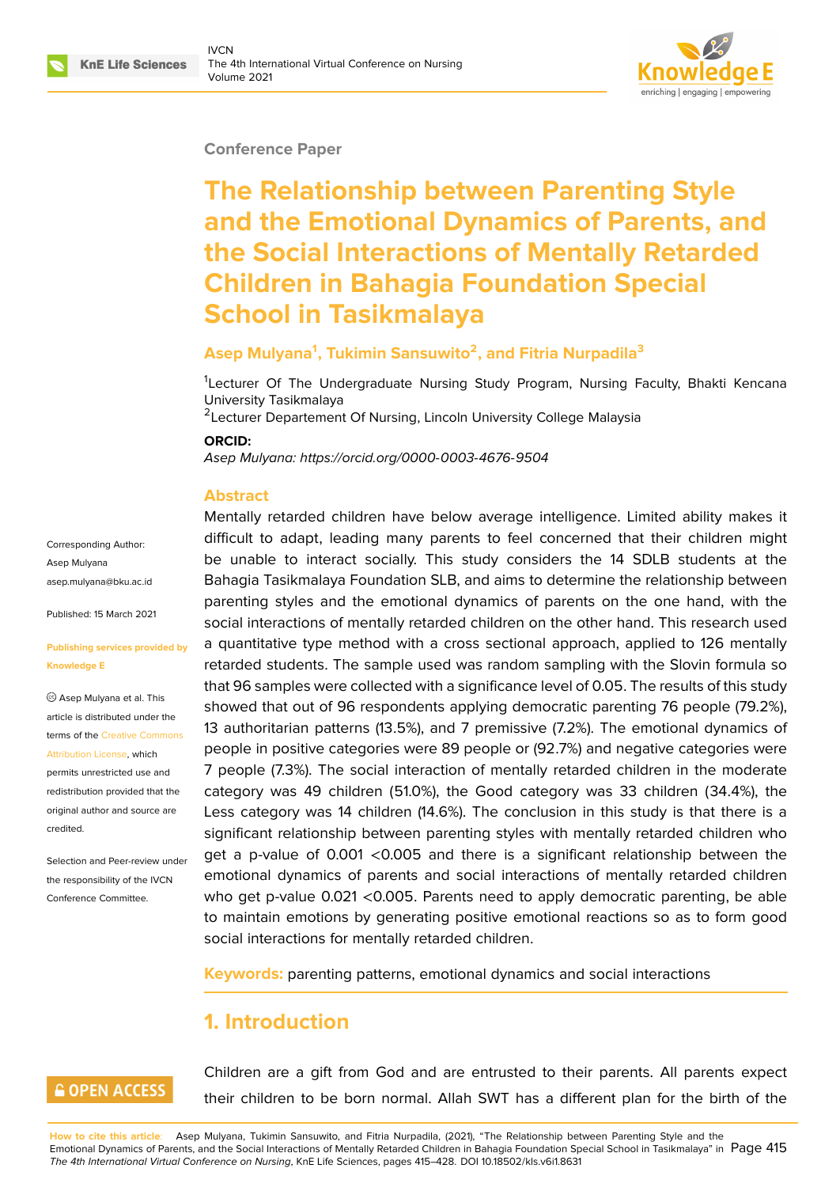Conference Paper

# The Relationship between Parenting Style and the Emotional Dynamics of Parents, and the Social Interactions of Mentally Retarded Children in Bahagia Foundation Special School in Tasikmalaya

**Asep Mulyana[1], Tukimin Sansuwito[2], and Fitria Nurpadila[3]**

[1]Lecturer Of The Undergraduate Nursing Study Program, Nursing Faculty, Bhakti Kencana University Tasikmalaya
[2]Lecturer Departement Of Nursing, Lincoln University College Malaysia

**ORCID:**
*Asep Mulyana: https://orcid.org/0000-0003-4676-9504*

Corresponding Author: Asep Mulyana asep.mulyana@bku.ac.id

Published: 15 March 2021

Publishing services provided by Knowledge E

Asep Mulyana et al. This article is distributed under the terms of the Creative Commons Attribution License, which permits unrestricted use and redistribution provided that the original author and source are credited.

Selection and Peer-review under the responsibility of the IVCN Conference Committee.

## Abstract

Mentally retarded children have below average intelligence. Limited ability makes it difficult to adapt, leading many parents to feel concerned that their children might be unable to interact socially. This study considers the 14 SDLB students at the Bahagia Tasikmalaya Foundation SLB, and aims to determine the relationship between parenting styles and the emotional dynamics of parents on the one hand, with the social interactions of mentally retarded children on the other hand. This research used a quantitative type method with a cross sectional approach, applied to 126 mentally retarded students. The sample used was random sampling with the Slovin formula so that 96 samples were collected with a significance level of 0.05. The results of this study showed that out of 96 respondents applying democratic parenting 76 people (79.2%), 13 authoritarian patterns (13.5%), and 7 premissive (7.2%). The emotional dynamics of people in positive categories were 89 people or (92.7%) and negative categories were 7 people (7.3%). The social interaction of mentally retarded children in the moderate category was 49 children (51.0%), the Good category was 33 children (34.4%), the Less category was 14 children (14.6%). The conclusion in this study is that there is a significant relationship between parenting styles with mentally retarded children who get a p-value of 0.001 <0.005 and there is a significant relationship between the emotional dynamics of parents and social interactions of mentally retarded children who get p-value 0.021 <0.005. Parents need to apply democratic parenting, be able to maintain emotions by generating positive emotional reactions so as to form good social interactions for mentally retarded children.

**Keywords:** parenting patterns, emotional dynamics and social interactions

## 1. Introduction

Children are a gift from God and are entrusted to their parents. All parents expect their children to be born normal. Allah SWT has a different plan for the birth of the

**How to cite this article**: Asep Mulyana, Tukimin Sansuwito, and Fitria Nurpadila, (2021), "The Relationship between Parenting Style and the Emotional Dynamics of Parents, and the Social Interactions of Mentally Retarded Children in Bahagia Foundation Special School in Tasikmalaya" in *The 4th International Virtual Conference on Nursing*, KnE Life Sciences, pages 415–428. DOI 10.18502/kls.v6i1.8631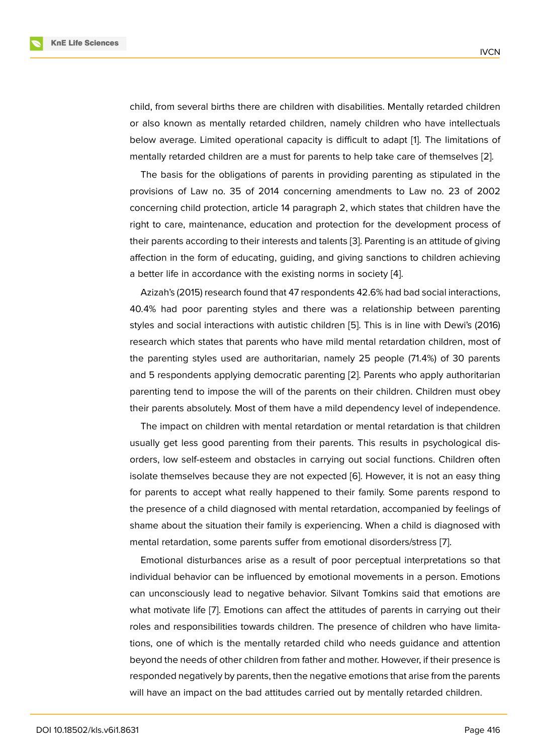child, from several births there are children with disabilities. Mentally retarded children or also known as mentally retarded children, namely children who have intellectuals below average. Limited operational capacity is difficult to adapt [1]. The limitations of mentally retarded children are a must for parents to help take care of themselves [2].

The basis for the obligations of parents in providing parenting as stipulated in the provisions of Law no. 35 of 2014 concerning amendments to Law no. 23 of 2002 concerning child protection, article 14 paragraph 2, which states that children have the right to care, maintenance, education and protection for the development process of their parents according to their interests and talents [3]. Parenting is an attitude of giving affection in the form of educating, guiding, and giving sanctions to children achieving a better life in accordance with the existing norms in society [4].

Azizah's (2015) research found that 47 respondents 42.6% had bad social interactions, 40.4% had poor parenting styles and there was a relationship between parenting styles and social interactions with autistic children [5]. This is in line with Dewi's (2016) research which states that parents who have mild mental retardation children, most of the parenting styles used are authoritarian, namely 25 people (71.4%) of 30 parents and 5 respondents applying democratic parenting [2]. Parents who apply authoritarian parenting tend to impose the will of the parents on their children. Children must obey their parents absolutely. Most of them have a mild dependency level of independence.

The impact on children with mental retardation or mental retardation is that children usually get less good parenting from their parents. This results in psychological disorders, low self-esteem and obstacles in carrying out social functions. Children often isolate themselves because they are not expected [6]. However, it is not an easy thing for parents to accept what really happened to their family. Some parents respond to the presence of a child diagnosed with mental retardation, accompanied by feelings of shame about the situation their family is experiencing. When a child is diagnosed with mental retardation, some parents suffer from emotional disorders/stress [7].

Emotional disturbances arise as a result of poor perceptual interpretations so that individual behavior can be influenced by emotional movements in a person. Emotions can unconsciously lead to negative behavior. Silvant Tomkins said that emotions are what motivate life [7]. Emotions can affect the attitudes of parents in carrying out their roles and responsibilities towards children. The presence of children who have limitations, one of which is the mentally retarded child who needs guidance and attention beyond the needs of other children from father and mother. However, if their presence is responded negatively by parents, then the negative emotions that arise from the parents will have an impact on the bad attitudes carried out by mentally retarded children.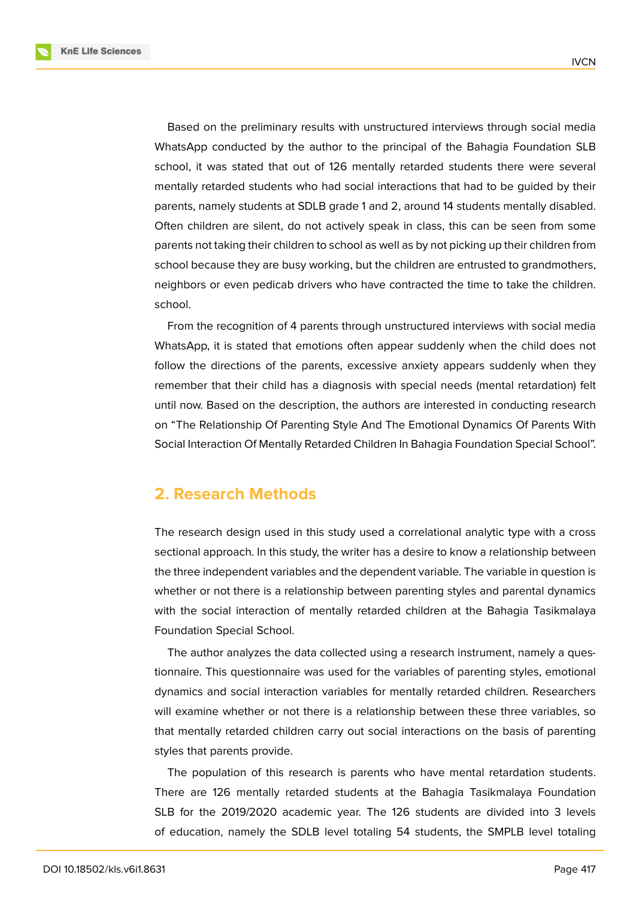Based on the preliminary results with unstructured interviews through social media WhatsApp conducted by the author to the principal of the Bahagia Foundation SLB school, it was stated that out of 126 mentally retarded students there were several mentally retarded students who had social interactions that had to be guided by their parents, namely students at SDLB grade 1 and 2, around 14 students mentally disabled. Often children are silent, do not actively speak in class, this can be seen from some parents not taking their children to school as well as by not picking up their children from school because they are busy working, but the children are entrusted to grandmothers, neighbors or even pedicab drivers who have contracted the time to take the children. school.

From the recognition of 4 parents through unstructured interviews with social media WhatsApp, it is stated that emotions often appear suddenly when the child does not follow the directions of the parents, excessive anxiety appears suddenly when they remember that their child has a diagnosis with special needs (mental retardation) felt until now. Based on the description, the authors are interested in conducting research on "The Relationship Of Parenting Style And The Emotional Dynamics Of Parents With Social Interaction Of Mentally Retarded Children In Bahagia Foundation Special School".

## 2. Research Methods

The research design used in this study used a correlational analytic type with a cross sectional approach. In this study, the writer has a desire to know a relationship between the three independent variables and the dependent variable. The variable in question is whether or not there is a relationship between parenting styles and parental dynamics with the social interaction of mentally retarded children at the Bahagia Tasikmalaya Foundation Special School.

The author analyzes the data collected using a research instrument, namely a questionnaire. This questionnaire was used for the variables of parenting styles, emotional dynamics and social interaction variables for mentally retarded children. Researchers will examine whether or not there is a relationship between these three variables, so that mentally retarded children carry out social interactions on the basis of parenting styles that parents provide.

The population of this research is parents who have mental retardation students. There are 126 mentally retarded students at the Bahagia Tasikmalaya Foundation SLB for the 2019/2020 academic year. The 126 students are divided into 3 levels of education, namely the SDLB level totaling 54 students, the SMPLB level totaling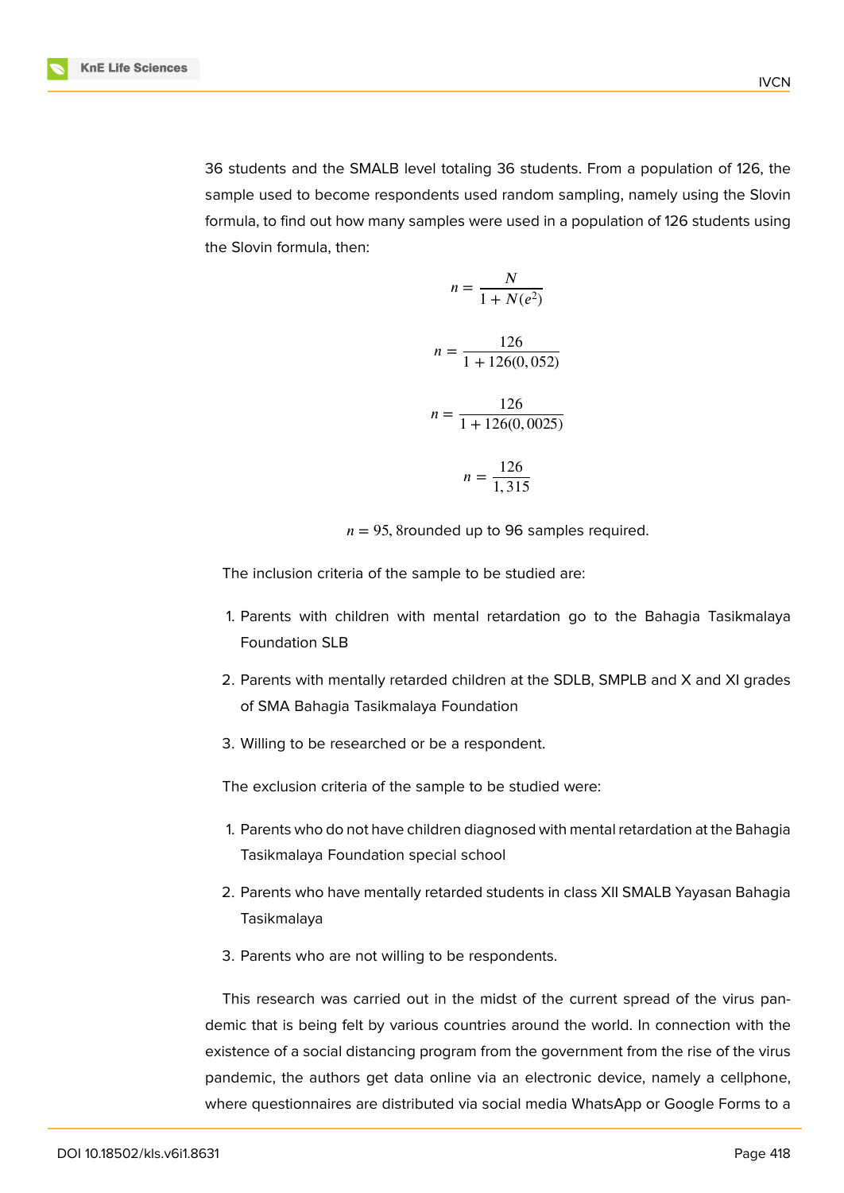36 students and the SMALB level totaling 36 students. From a population of 126, the sample used to become respondents used random sampling, namely using the Slovin formula, to find out how many samples were used in a population of 126 students using the Slovin formula, then:

$$n = \frac{N}{1 + N(e^2)}$$

$$n = \frac{126}{1 + 126(0,052)}$$

$$n = \frac{126}{1 + 126(0,0025)}$$

$$n = \frac{126}{1,315}$$

$n = 95,8$rounded up to 96 samples required.

The inclusion criteria of the sample to be studied are:

1. Parents with children with mental retardation go to the Bahagia Tasikmalaya Foundation SLB
2. Parents with mentally retarded children at the SDLB, SMPLB and X and XI grades of SMA Bahagia Tasikmalaya Foundation
3. Willing to be researched or be a respondent.

The exclusion criteria of the sample to be studied were:

1. Parents who do not have children diagnosed with mental retardation at the Bahagia Tasikmalaya Foundation special school
2. Parents who have mentally retarded students in class XII SMALB Yayasan Bahagia Tasikmalaya
3. Parents who are not willing to be respondents.

This research was carried out in the midst of the current spread of the virus pandemic that is being felt by various countries around the world. In connection with the existence of a social distancing program from the government from the rise of the virus pandemic, the authors get data online via an electronic device, namely a cellphone, where questionnaires are distributed via social media WhatsApp or Google Forms to a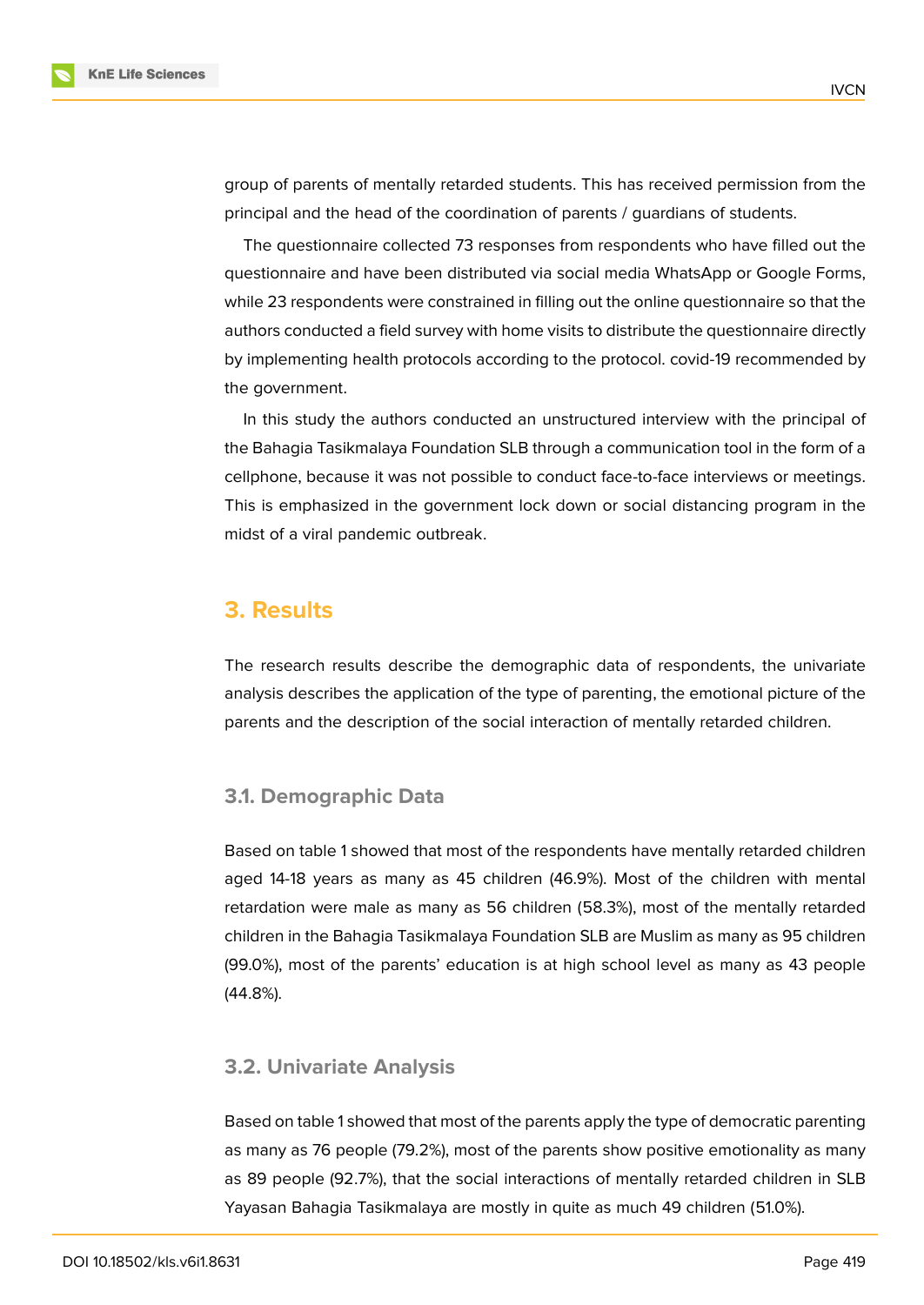group of parents of mentally retarded students. This has received permission from the principal and the head of the coordination of parents / guardians of students.

The questionnaire collected 73 responses from respondents who have filled out the questionnaire and have been distributed via social media WhatsApp or Google Forms, while 23 respondents were constrained in filling out the online questionnaire so that the authors conducted a field survey with home visits to distribute the questionnaire directly by implementing health protocols according to the protocol. covid-19 recommended by the government.

In this study the authors conducted an unstructured interview with the principal of the Bahagia Tasikmalaya Foundation SLB through a communication tool in the form of a cellphone, because it was not possible to conduct face-to-face interviews or meetings. This is emphasized in the government lock down or social distancing program in the midst of a viral pandemic outbreak.

## 3. Results

The research results describe the demographic data of respondents, the univariate analysis describes the application of the type of parenting, the emotional picture of the parents and the description of the social interaction of mentally retarded children.

### 3.1. Demographic Data

Based on table 1 showed that most of the respondents have mentally retarded children aged 14-18 years as many as 45 children (46.9%). Most of the children with mental retardation were male as many as 56 children (58.3%), most of the mentally retarded children in the Bahagia Tasikmalaya Foundation SLB are Muslim as many as 95 children (99.0%), most of the parents' education is at high school level as many as 43 people (44.8%).

### 3.2. Univariate Analysis

Based on table 1 showed that most of the parents apply the type of democratic parenting as many as 76 people (79.2%), most of the parents show positive emotionality as many as 89 people (92.7%), that the social interactions of mentally retarded children in SLB Yayasan Bahagia Tasikmalaya are mostly in quite as much 49 children (51.0%).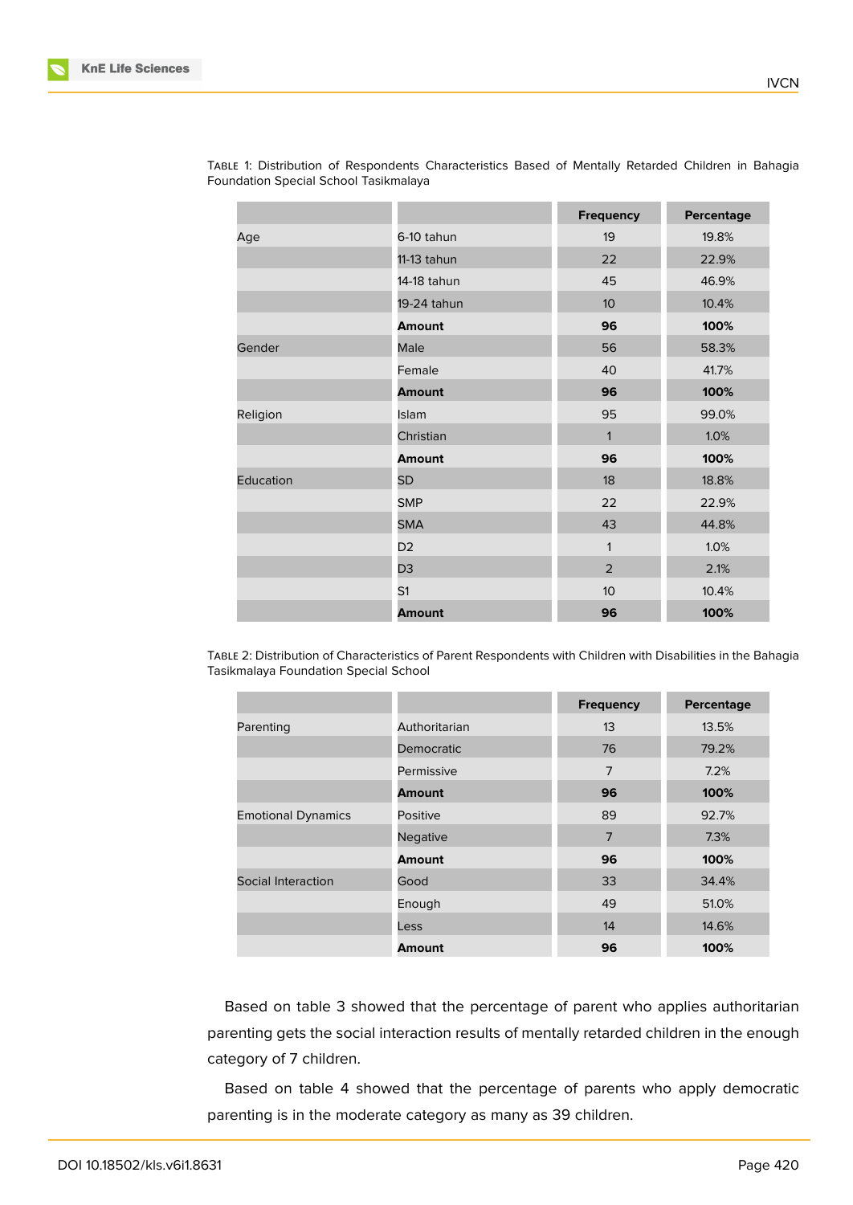Table 1: Distribution of Respondents Characteristics Based of Mentally Retarded Children in Bahagia Foundation Special School Tasikmalaya

| | | Frequency | Percentage |
|---|---|---|---|
| Age | 6-10 tahun | 19 | 19.8% |
| | 11-13 tahun | 22 | 22.9% |
| | 14-18 tahun | 45 | 46.9% |
| | 19-24 tahun | 10 | 10.4% |
| | **Amount** | **96** | **100%** |
| Gender | Male | 56 | 58.3% |
| | Female | 40 | 41.7% |
| | **Amount** | **96** | **100%** |
| Religion | Islam | 95 | 99.0% |
| | Christian | 1 | 1.0% |
| | **Amount** | **96** | **100%** |
| Education | SD | 18 | 18.8% |
| | SMP | 22 | 22.9% |
| | SMA | 43 | 44.8% |
| | D2 | 1 | 1.0% |
| | D3 | 2 | 2.1% |
| | S1 | 10 | 10.4% |
| | **Amount** | **96** | **100%** |

Table 2: Distribution of Characteristics of Parent Respondents with Children with Disabilities in the Bahagia Tasikmalaya Foundation Special School

| | | Frequency | Percentage |
|---|---|---|---|
| Parenting | Authoritarian | 13 | 13.5% |
| | Democratic | 76 | 79.2% |
| | Permissive | 7 | 7.2% |
| | **Amount** | **96** | **100%** |
| Emotional Dynamics | Positive | 89 | 92.7% |
| | Negative | 7 | 7.3% |
| | **Amount** | **96** | **100%** |
| Social Interaction | Good | 33 | 34.4% |
| | Enough | 49 | 51.0% |
| | Less | 14 | 14.6% |
| | **Amount** | **96** | **100%** |

Based on table 3 showed that the percentage of parent who applies authoritarian parenting gets the social interaction results of mentally retarded children in the enough category of 7 children.

Based on table 4 showed that the percentage of parents who apply democratic parenting is in the moderate category as many as 39 children.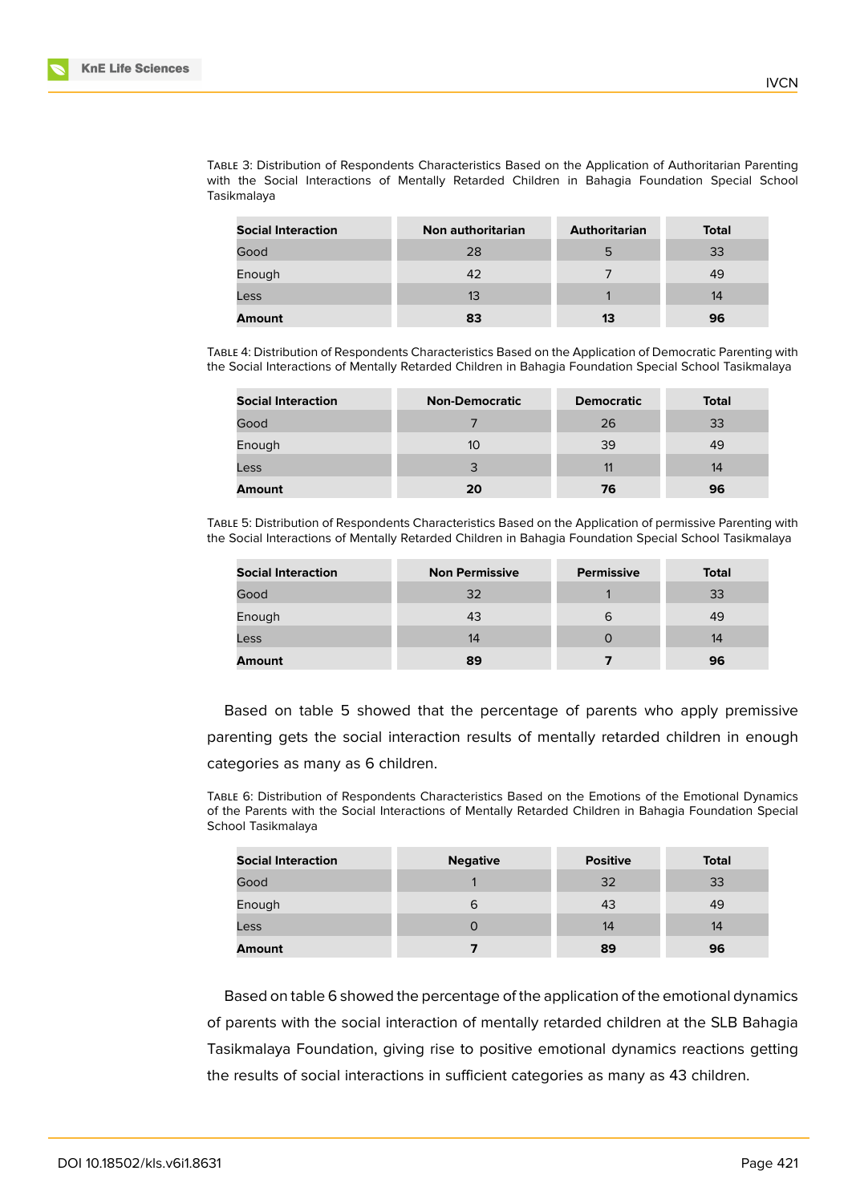Table 3: Distribution of Respondents Characteristics Based on the Application of Authoritarian Parenting with the Social Interactions of Mentally Retarded Children in Bahagia Foundation Special School Tasikmalaya

| Social Interaction | Non authoritarian | Authoritarian | Total |
|---|---|---|---|
| Good | 28 | 5 | 33 |
| Enough | 42 | 7 | 49 |
| Less | 13 | 1 | 14 |
| **Amount** | **83** | **13** | **96** |

Table 4: Distribution of Respondents Characteristics Based on the Application of Democratic Parenting with the Social Interactions of Mentally Retarded Children in Bahagia Foundation Special School Tasikmalaya

| Social Interaction | Non-Democratic | Democratic | Total |
|---|---|---|---|
| Good | 7 | 26 | 33 |
| Enough | 10 | 39 | 49 |
| Less | 3 | 11 | 14 |
| **Amount** | **20** | **76** | **96** |

Table 5: Distribution of Respondents Characteristics Based on the Application of permissive Parenting with the Social Interactions of Mentally Retarded Children in Bahagia Foundation Special School Tasikmalaya

| Social Interaction | Non Permissive | Permissive | Total |
|---|---|---|---|
| Good | 32 | 1 | 33 |
| Enough | 43 | 6 | 49 |
| Less | 14 | 0 | 14 |
| **Amount** | **89** | **7** | **96** |

Based on table 5 showed that the percentage of parents who apply premissive parenting gets the social interaction results of mentally retarded children in enough categories as many as 6 children.

Table 6: Distribution of Respondents Characteristics Based on the Emotions of the Emotional Dynamics of the Parents with the Social Interactions of Mentally Retarded Children in Bahagia Foundation Special School Tasikmalaya

| Social Interaction | Negative | Positive | Total |
|---|---|---|---|
| Good | 1 | 32 | 33 |
| Enough | 6 | 43 | 49 |
| Less | 0 | 14 | 14 |
| **Amount** | **7** | **89** | **96** |

Based on table 6 showed the percentage of the application of the emotional dynamics of parents with the social interaction of mentally retarded children at the SLB Bahagia Tasikmalaya Foundation, giving rise to positive emotional dynamics reactions getting the results of social interactions in sufficient categories as many as 43 children.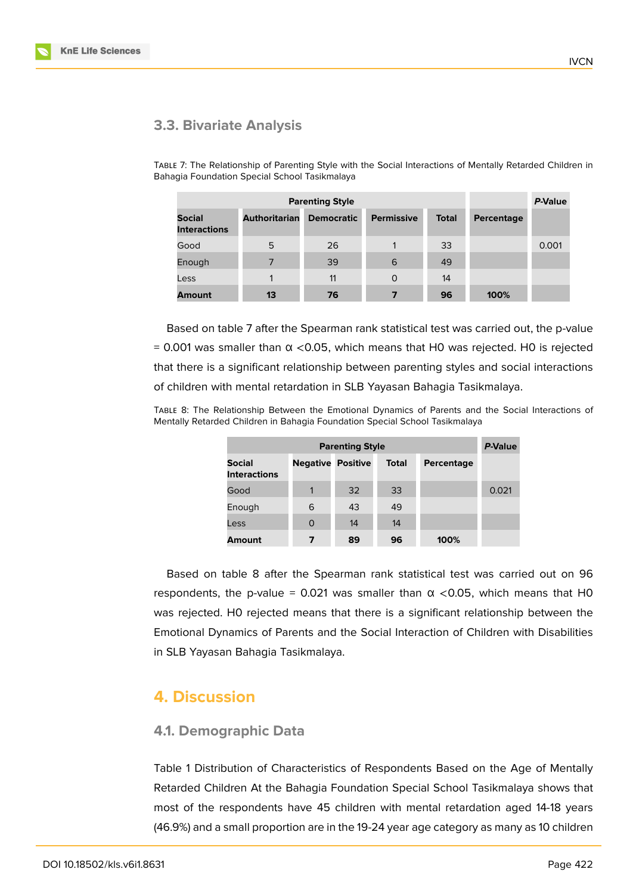### 3.3. Bivariate Analysis

Table 7: The Relationship of Parenting Style with the Social Interactions of Mentally Retarded Children in Bahagia Foundation Special School Tasikmalaya

| Parenting Style | | | | | | *P*-Value |
|---|---|---|---|---|---|---|
| **Social Interactions** | **Authoritarian** | **Democratic** | **Permissive** | **Total** | **Percentage** | |
| Good | 5 | 26 | 1 | 33 | | 0.001 |
| Enough | 7 | 39 | 6 | 49 | | |
| Less | 1 | 11 | 0 | 14 | | |
| **Amount** | **13** | **76** | **7** | **96** | **100%** | |

Based on table 7 after the Spearman rank statistical test was carried out, the p-value = 0.001 was smaller than α <0.05, which means that H0 was rejected. H0 is rejected that there is a significant relationship between parenting styles and social interactions of children with mental retardation in SLB Yayasan Bahagia Tasikmalaya.

Table 8: The Relationship Between the Emotional Dynamics of Parents and the Social Interactions of Mentally Retarded Children in Bahagia Foundation Special School Tasikmalaya

| Parenting Style | | | | | *P*-Value |
|---|---|---|---|---|---|
| **Social Interactions** | **Negative** | **Positive** | **Total** | **Percentage** | |
| Good | 1 | 32 | 33 | | 0.021 |
| Enough | 6 | 43 | 49 | | |
| Less | 0 | 14 | 14 | | |
| **Amount** | **7** | **89** | **96** | **100%** | |

Based on table 8 after the Spearman rank statistical test was carried out on 96 respondents, the p-value = 0.021 was smaller than α <0.05, which means that H0 was rejected. H0 rejected means that there is a significant relationship between the Emotional Dynamics of Parents and the Social Interaction of Children with Disabilities in SLB Yayasan Bahagia Tasikmalaya.

## 4. Discussion

### 4.1. Demographic Data

Table 1 Distribution of Characteristics of Respondents Based on the Age of Mentally Retarded Children At the Bahagia Foundation Special School Tasikmalaya shows that most of the respondents have 45 children with mental retardation aged 14-18 years (46.9%) and a small proportion are in the 19-24 year age category as many as 10 children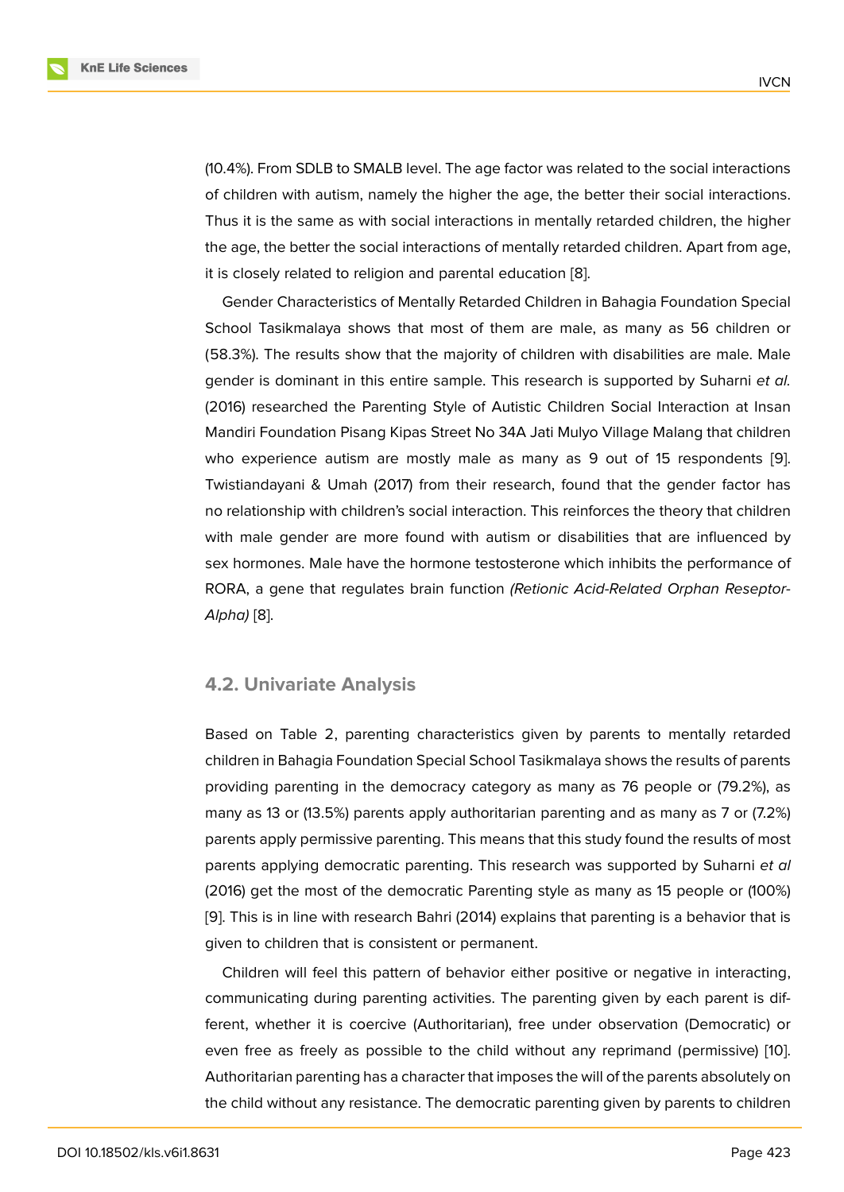(10.4%). From SDLB to SMALB level. The age factor was related to the social interactions of children with autism, namely the higher the age, the better their social interactions. Thus it is the same as with social interactions in mentally retarded children, the higher the age, the better the social interactions of mentally retarded children. Apart from age, it is closely related to religion and parental education [8].

Gender Characteristics of Mentally Retarded Children in Bahagia Foundation Special School Tasikmalaya shows that most of them are male, as many as 56 children or (58.3%). The results show that the majority of children with disabilities are male. Male gender is dominant in this entire sample. This research is supported by Suharni *et al.* (2016) researched the Parenting Style of Autistic Children Social Interaction at Insan Mandiri Foundation Pisang Kipas Street No 34A Jati Mulyo Village Malang that children who experience autism are mostly male as many as 9 out of 15 respondents [9]. Twistiandayani & Umah (2017) from their research, found that the gender factor has no relationship with children's social interaction. This reinforces the theory that children with male gender are more found with autism or disabilities that are influenced by sex hormones. Male have the hormone testosterone which inhibits the performance of RORA, a gene that regulates brain function *(Retionic Acid-Related Orphan Reseptor-Alpha)* [8].

## 4.2. Univariate Analysis

Based on Table 2, parenting characteristics given by parents to mentally retarded children in Bahagia Foundation Special School Tasikmalaya shows the results of parents providing parenting in the democracy category as many as 76 people or (79.2%), as many as 13 or (13.5%) parents apply authoritarian parenting and as many as 7 or (7.2%) parents apply permissive parenting. This means that this study found the results of most parents applying democratic parenting. This research was supported by Suharni *et al* (2016) get the most of the democratic Parenting style as many as 15 people or (100%) [9]. This is in line with research Bahri (2014) explains that parenting is a behavior that is given to children that is consistent or permanent.

Children will feel this pattern of behavior either positive or negative in interacting, communicating during parenting activities. The parenting given by each parent is different, whether it is coercive (Authoritarian), free under observation (Democratic) or even free as freely as possible to the child without any reprimand (permissive) [10]. Authoritarian parenting has a character that imposes the will of the parents absolutely on the child without any resistance. The democratic parenting given by parents to children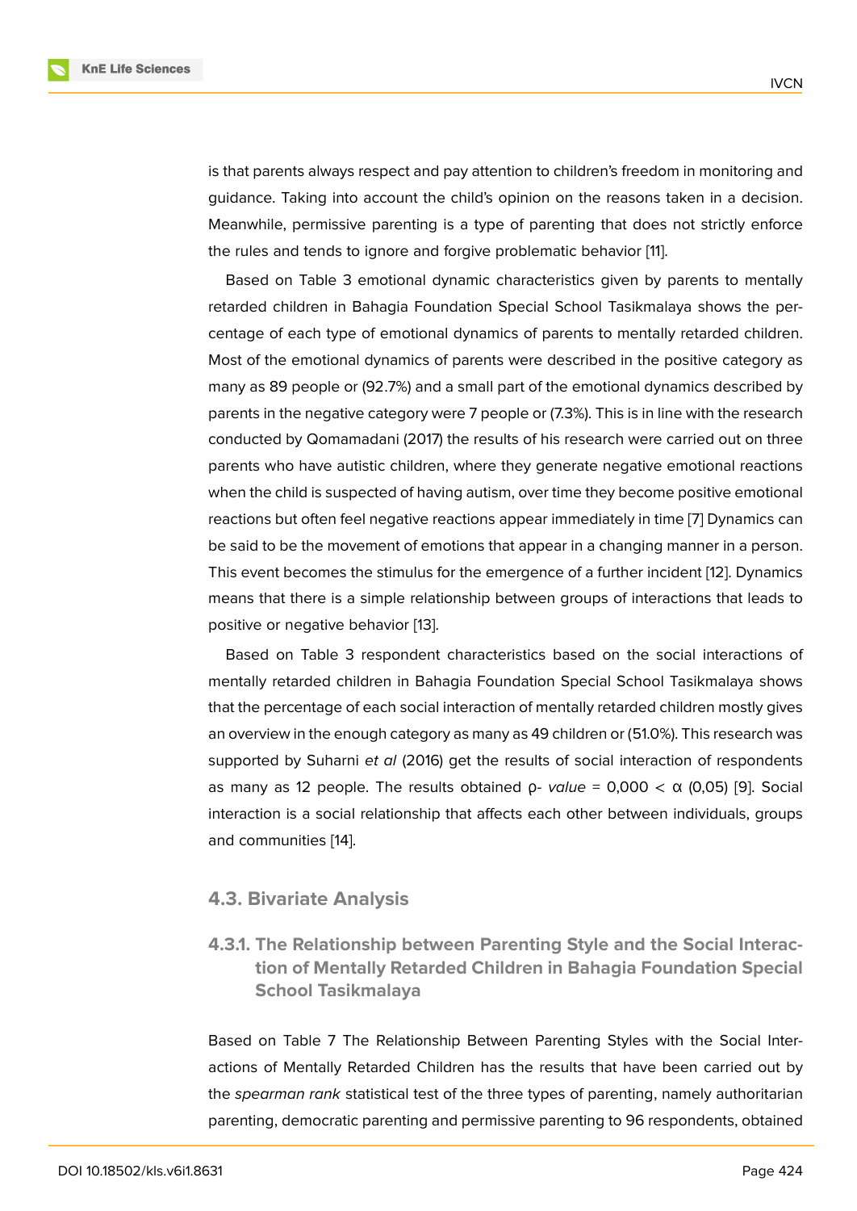is that parents always respect and pay attention to children's freedom in monitoring and guidance. Taking into account the child's opinion on the reasons taken in a decision. Meanwhile, permissive parenting is a type of parenting that does not strictly enforce the rules and tends to ignore and forgive problematic behavior [11].

Based on Table 3 emotional dynamic characteristics given by parents to mentally retarded children in Bahagia Foundation Special School Tasikmalaya shows the percentage of each type of emotional dynamics of parents to mentally retarded children. Most of the emotional dynamics of parents were described in the positive category as many as 89 people or (92.7%) and a small part of the emotional dynamics described by parents in the negative category were 7 people or (7.3%). This is in line with the research conducted by Qomamadani (2017) the results of his research were carried out on three parents who have autistic children, where they generate negative emotional reactions when the child is suspected of having autism, over time they become positive emotional reactions but often feel negative reactions appear immediately in time [7] Dynamics can be said to be the movement of emotions that appear in a changing manner in a person. This event becomes the stimulus for the emergence of a further incident [12]. Dynamics means that there is a simple relationship between groups of interactions that leads to positive or negative behavior [13].

Based on Table 3 respondent characteristics based on the social interactions of mentally retarded children in Bahagia Foundation Special School Tasikmalaya shows that the percentage of each social interaction of mentally retarded children mostly gives an overview in the enough category as many as 49 children or (51.0%). This research was supported by Suharni *et al* (2016) get the results of social interaction of respondents as many as 12 people. The results obtained ρ- *value* = 0,000 < α (0,05) [9]. Social interaction is a social relationship that affects each other between individuals, groups and communities [14].

### 4.3. Bivariate Analysis

#### 4.3.1. The Relationship between Parenting Style and the Social Interaction of Mentally Retarded Children in Bahagia Foundation Special School Tasikmalaya

Based on Table 7 The Relationship Between Parenting Styles with the Social Interactions of Mentally Retarded Children has the results that have been carried out by the *spearman rank* statistical test of the three types of parenting, namely authoritarian parenting, democratic parenting and permissive parenting to 96 respondents, obtained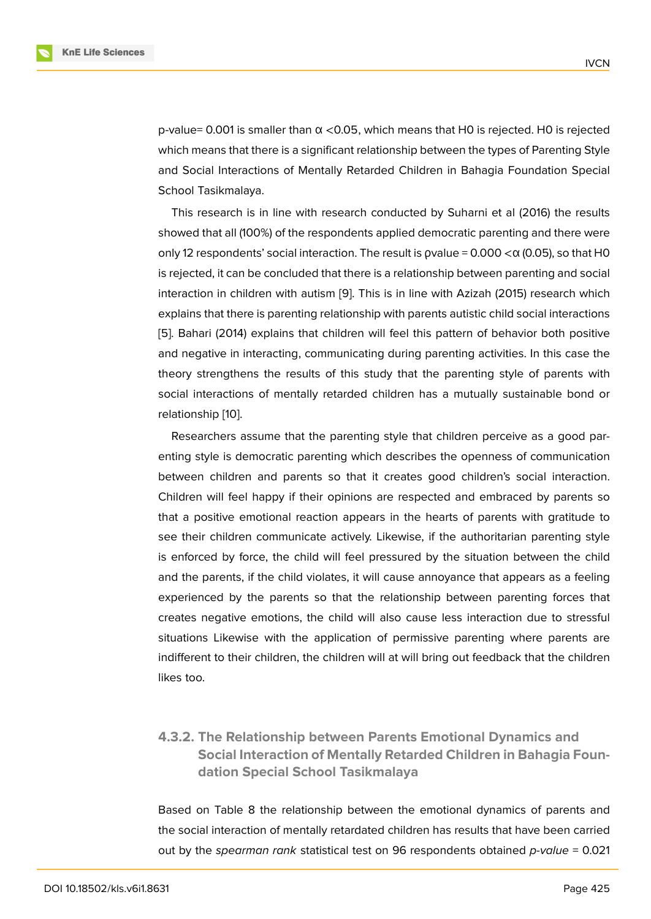p-value= 0.001 is smaller than α <0.05, which means that H0 is rejected. H0 is rejected which means that there is a significant relationship between the types of Parenting Style and Social Interactions of Mentally Retarded Children in Bahagia Foundation Special School Tasikmalaya.

This research is in line with research conducted by Suharni et al (2016) the results showed that all (100%) of the respondents applied democratic parenting and there were only 12 respondents' social interaction. The result is ρvalue = 0.000 <α (0.05), so that H0 is rejected, it can be concluded that there is a relationship between parenting and social interaction in children with autism [9]. This is in line with Azizah (2015) research which explains that there is parenting relationship with parents autistic child social interactions [5]. Bahari (2014) explains that children will feel this pattern of behavior both positive and negative in interacting, communicating during parenting activities. In this case the theory strengthens the results of this study that the parenting style of parents with social interactions of mentally retarded children has a mutually sustainable bond or relationship [10].

Researchers assume that the parenting style that children perceive as a good parenting style is democratic parenting which describes the openness of communication between children and parents so that it creates good children's social interaction. Children will feel happy if their opinions are respected and embraced by parents so that a positive emotional reaction appears in the hearts of parents with gratitude to see their children communicate actively. Likewise, if the authoritarian parenting style is enforced by force, the child will feel pressured by the situation between the child and the parents, if the child violates, it will cause annoyance that appears as a feeling experienced by the parents so that the relationship between parenting forces that creates negative emotions, the child will also cause less interaction due to stressful situations Likewise with the application of permissive parenting where parents are indifferent to their children, the children will at will bring out feedback that the children likes too.

#### 4.3.2. The Relationship between Parents Emotional Dynamics and Social Interaction of Mentally Retarded Children in Bahagia Foundation Special School Tasikmalaya

Based on Table 8 the relationship between the emotional dynamics of parents and the social interaction of mentally retardated children has results that have been carried out by the *spearman rank* statistical test on 96 respondents obtained *p-value* = 0.021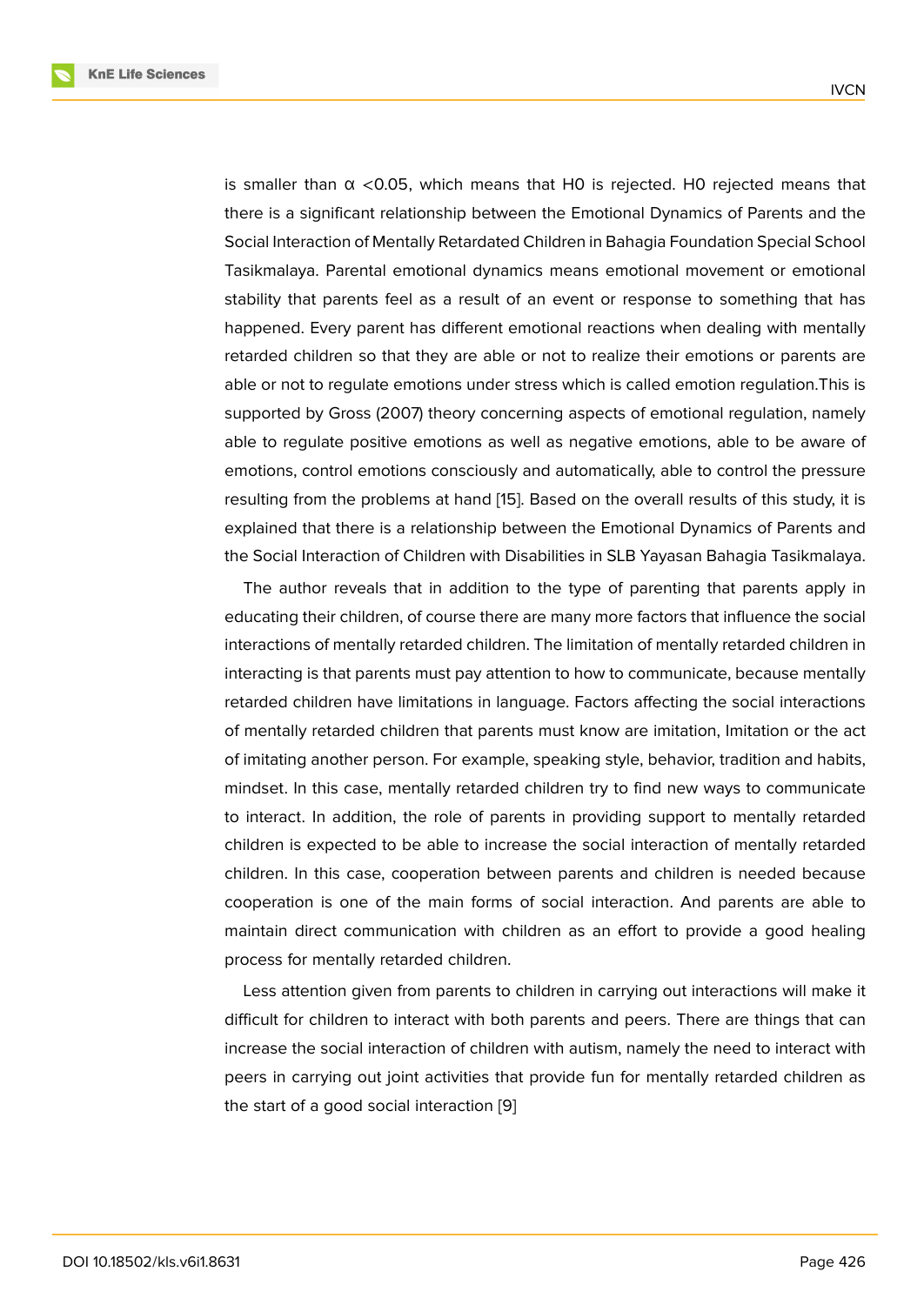is smaller than α <0.05, which means that H0 is rejected. H0 rejected means that there is a significant relationship between the Emotional Dynamics of Parents and the Social Interaction of Mentally Retardated Children in Bahagia Foundation Special School Tasikmalaya. Parental emotional dynamics means emotional movement or emotional stability that parents feel as a result of an event or response to something that has happened. Every parent has different emotional reactions when dealing with mentally retarded children so that they are able or not to realize their emotions or parents are able or not to regulate emotions under stress which is called emotion regulation.This is supported by Gross (2007) theory concerning aspects of emotional regulation, namely able to regulate positive emotions as well as negative emotions, able to be aware of emotions, control emotions consciously and automatically, able to control the pressure resulting from the problems at hand [15]. Based on the overall results of this study, it is explained that there is a relationship between the Emotional Dynamics of Parents and the Social Interaction of Children with Disabilities in SLB Yayasan Bahagia Tasikmalaya.

The author reveals that in addition to the type of parenting that parents apply in educating their children, of course there are many more factors that influence the social interactions of mentally retarded children. The limitation of mentally retarded children in interacting is that parents must pay attention to how to communicate, because mentally retarded children have limitations in language. Factors affecting the social interactions of mentally retarded children that parents must know are imitation, Imitation or the act of imitating another person. For example, speaking style, behavior, tradition and habits, mindset. In this case, mentally retarded children try to find new ways to communicate to interact. In addition, the role of parents in providing support to mentally retarded children is expected to be able to increase the social interaction of mentally retarded children. In this case, cooperation between parents and children is needed because cooperation is one of the main forms of social interaction. And parents are able to maintain direct communication with children as an effort to provide a good healing process for mentally retarded children.

Less attention given from parents to children in carrying out interactions will make it difficult for children to interact with both parents and peers. There are things that can increase the social interaction of children with autism, namely the need to interact with peers in carrying out joint activities that provide fun for mentally retarded children as the start of a good social interaction [9]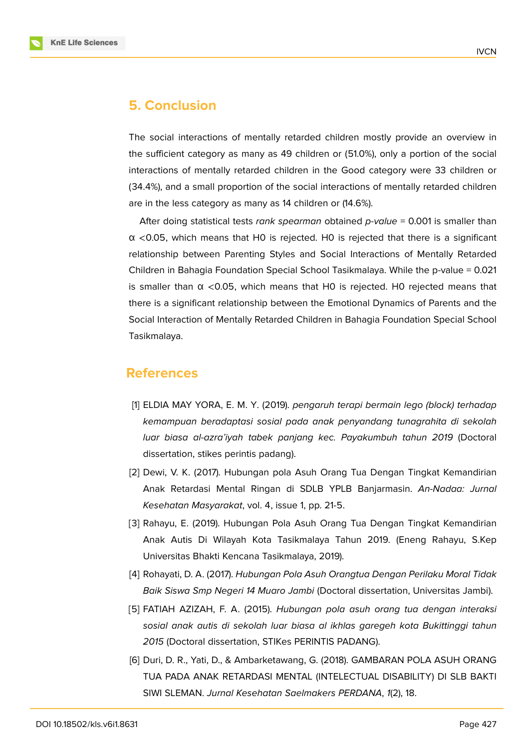## 5. Conclusion

The social interactions of mentally retarded children mostly provide an overview in the sufficient category as many as 49 children or (51.0%), only a portion of the social interactions of mentally retarded children in the Good category were 33 children or (34.4%), and a small proportion of the social interactions of mentally retarded children are in the less category as many as 14 children or (14.6%).

After doing statistical tests *rank spearman* obtained *p-value* = 0.001 is smaller than $\alpha < 0.05$, which means that H0 is rejected. H0 is rejected that there is a significant relationship between Parenting Styles and Social Interactions of Mentally Retarded Children in Bahagia Foundation Special School Tasikmalaya. While the p-value = 0.021 is smaller than $\alpha < 0.05$, which means that H0 is rejected. H0 rejected means that there is a significant relationship between the Emotional Dynamics of Parents and the Social Interaction of Mentally Retarded Children in Bahagia Foundation Special School Tasikmalaya.

## References

[1] ELDIA MAY YORA, E. M. Y. (2019). *pengaruh terapi bermain lego (block) terhadap kemampuan beradaptasi sosial pada anak penyandang tunagrahita di sekolah luar biasa al-azra'iyah tabek panjang kec. Payakumbuh tahun 2019* (Doctoral dissertation, stikes perintis padang).

[2] Dewi, V. K. (2017). Hubungan pola Asuh Orang Tua Dengan Tingkat Kemandirian Anak Retardasi Mental Ringan di SDLB YPLB Banjarmasin. *An-Nadaa: Jurnal Kesehatan Masyarakat*, vol. 4, issue 1, pp. 21-5.

[3] Rahayu, E. (2019). Hubungan Pola Asuh Orang Tua Dengan Tingkat Kemandirian Anak Autis Di Wilayah Kota Tasikmalaya Tahun 2019. (Eneng Rahayu, S.Kep Universitas Bhakti Kencana Tasikmalaya, 2019).

[4] Rohayati, D. A. (2017). *Hubungan Pola Asuh Orangtua Dengan Perilaku Moral Tidak Baik Siswa Smp Negeri 14 Muaro Jambi* (Doctoral dissertation, Universitas Jambi).

[5] FATIAH AZIZAH, F. A. (2015). *Hubungan pola asuh orang tua dengan interaksi sosial anak autis di sekolah luar biasa al ikhlas garegeh kota Bukittinggi tahun 2015* (Doctoral dissertation, STIKes PERINTIS PADANG).

[6] Duri, D. R., Yati, D., & Ambarketawang, G. (2018). GAMBARAN POLA ASUH ORANG TUA PADA ANAK RETARDASI MENTAL (INTELECTUAL DISABILITY) DI SLB BAKTI SIWI SLEMAN. *Jurnal Kesehatan Saelmakers PERDANA*, *1*(2), 18.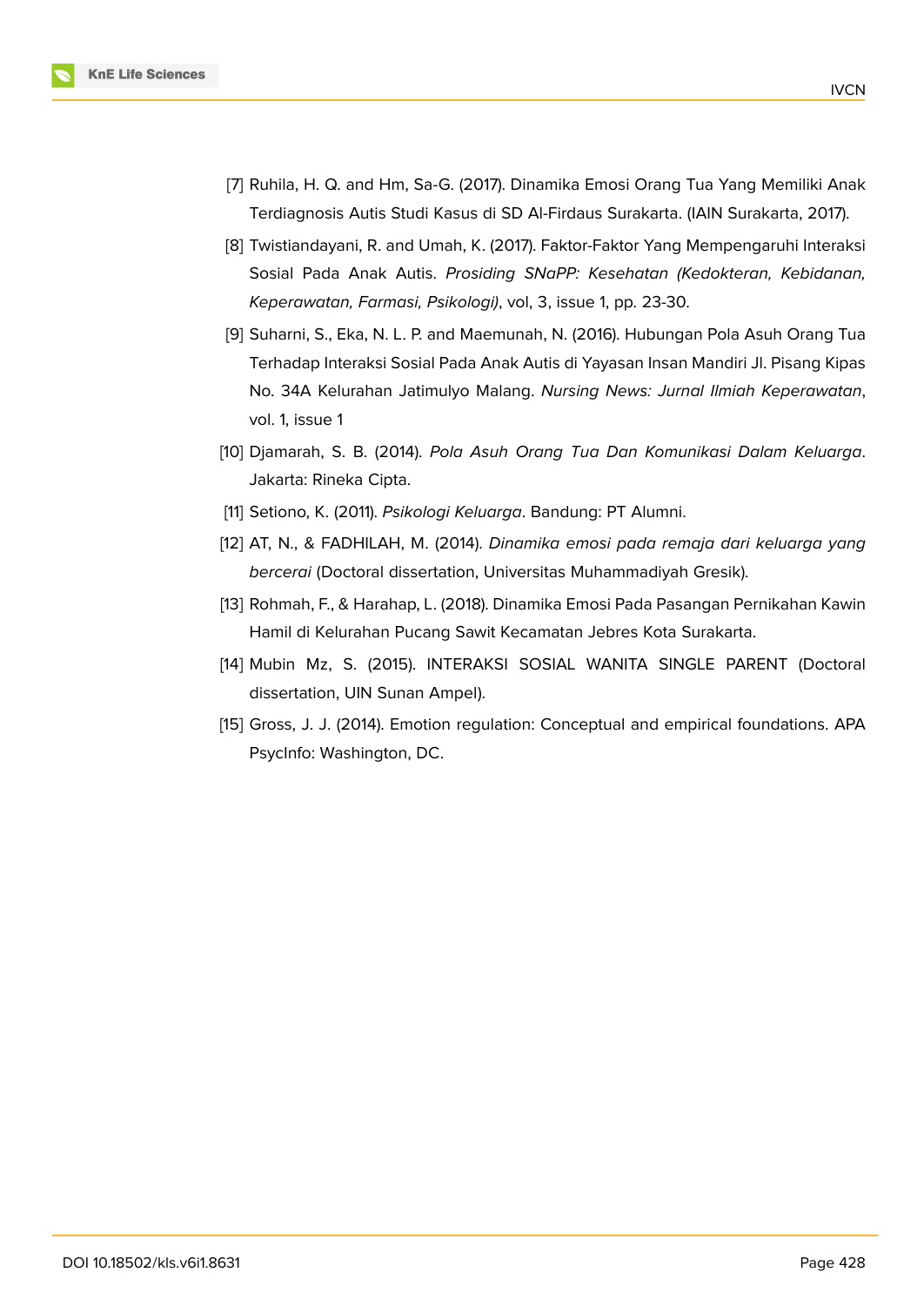[7] Ruhila, H. Q. and Hm, Sa-G. (2017). Dinamika Emosi Orang Tua Yang Memiliki Anak Terdiagnosis Autis Studi Kasus di SD Al-Firdaus Surakarta. (IAIN Surakarta, 2017).

[8] Twistiandayani, R. and Umah, K. (2017). Faktor-Faktor Yang Mempengaruhi Interaksi Sosial Pada Anak Autis. *Prosiding SNaPP: Kesehatan (Kedokteran, Kebidanan, Keperawatan, Farmasi, Psikologi)*, vol, 3, issue 1, pp. 23-30.

[9] Suharni, S., Eka, N. L. P. and Maemunah, N. (2016). Hubungan Pola Asuh Orang Tua Terhadap Interaksi Sosial Pada Anak Autis di Yayasan Insan Mandiri Jl. Pisang Kipas No. 34A Kelurahan Jatimulyo Malang. *Nursing News: Jurnal Ilmiah Keperawatan*, vol. 1, issue 1

[10] Djamarah, S. B. (2014). *Pola Asuh Orang Tua Dan Komunikasi Dalam Keluarga*. Jakarta: Rineka Cipta.

[11] Setiono, K. (2011). *Psikologi Keluarga*. Bandung: PT Alumni.

[12] AT, N., & FADHILAH, M. (2014). *Dinamika emosi pada remaja dari keluarga yang bercerai* (Doctoral dissertation, Universitas Muhammadiyah Gresik).

[13] Rohmah, F., & Harahap, L. (2018). Dinamika Emosi Pada Pasangan Pernikahan Kawin Hamil di Kelurahan Pucang Sawit Kecamatan Jebres Kota Surakarta.

[14] Mubin Mz, S. (2015). INTERAKSI SOSIAL WANITA SINGLE PARENT (Doctoral dissertation, UIN Sunan Ampel).

[15] Gross, J. J. (2014). Emotion regulation: Conceptual and empirical foundations. APA PsycInfo: Washington, DC.